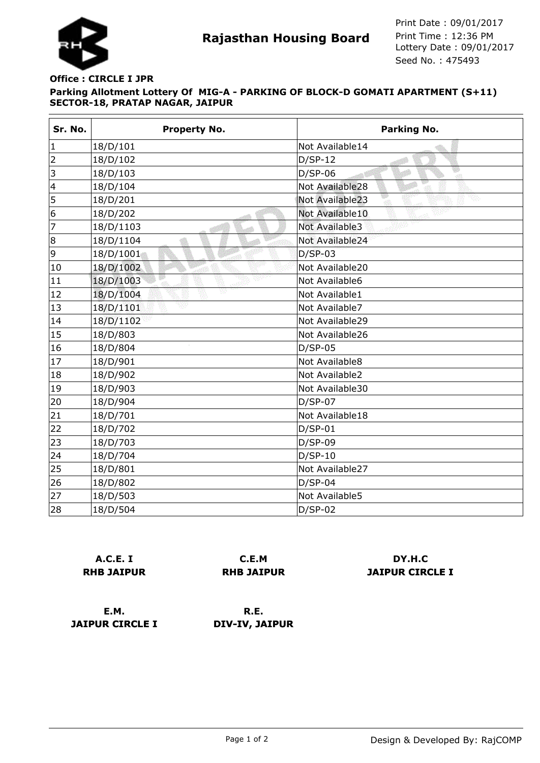# Rajasthan Housing Board

Print Date : 09/01/2017
Print Time : 12:36 PM
Lottery Date : 09/01/2017
Seed No. : 475493

**Office : CIRCLE I JPR**

**Parking Allotment Lottery Of MIG-A - PARKING OF BLOCK-D GOMATI APARTMENT (S+11) SECTOR-18, PRATAP NAGAR, JAIPUR**

| Sr. No. | Property No. | Parking No. |
|---|---|---|
| 1 | 18/D/101 | Not Available14 |
| 2 | 18/D/102 | D/SP-12 |
| 3 | 18/D/103 | D/SP-06 |
| 4 | 18/D/104 | Not Available28 |
| 5 | 18/D/201 | Not Available23 |
| 6 | 18/D/202 | Not Available10 |
| 7 | 18/D/1103 | Not Available3 |
| 8 | 18/D/1104 | Not Available24 |
| 9 | 18/D/1001 | D/SP-03 |
| 10 | 18/D/1002 | Not Available20 |
| 11 | 18/D/1003 | Not Available6 |
| 12 | 18/D/1004 | Not Available1 |
| 13 | 18/D/1101 | Not Available7 |
| 14 | 18/D/1102 | Not Available29 |
| 15 | 18/D/803 | Not Available26 |
| 16 | 18/D/804 | D/SP-05 |
| 17 | 18/D/901 | Not Available8 |
| 18 | 18/D/902 | Not Available2 |
| 19 | 18/D/903 | Not Available30 |
| 20 | 18/D/904 | D/SP-07 |
| 21 | 18/D/701 | Not Available18 |
| 22 | 18/D/702 | D/SP-01 |
| 23 | 18/D/703 | D/SP-09 |
| 24 | 18/D/704 | D/SP-10 |
| 25 | 18/D/801 | Not Available27 |
| 26 | 18/D/802 | D/SP-04 |
| 27 | 18/D/503 | Not Available5 |
| 28 | 18/D/504 | D/SP-02 |

**A.C.E. I**
**RHB JAIPUR**

**C.E.M**
**RHB JAIPUR**

**DY.H.C**
**JAIPUR CIRCLE I**

**E.M.**
**JAIPUR CIRCLE I**

**R.E.**
**DIV-IV, JAIPUR**

Design & Developed By: RajCOMP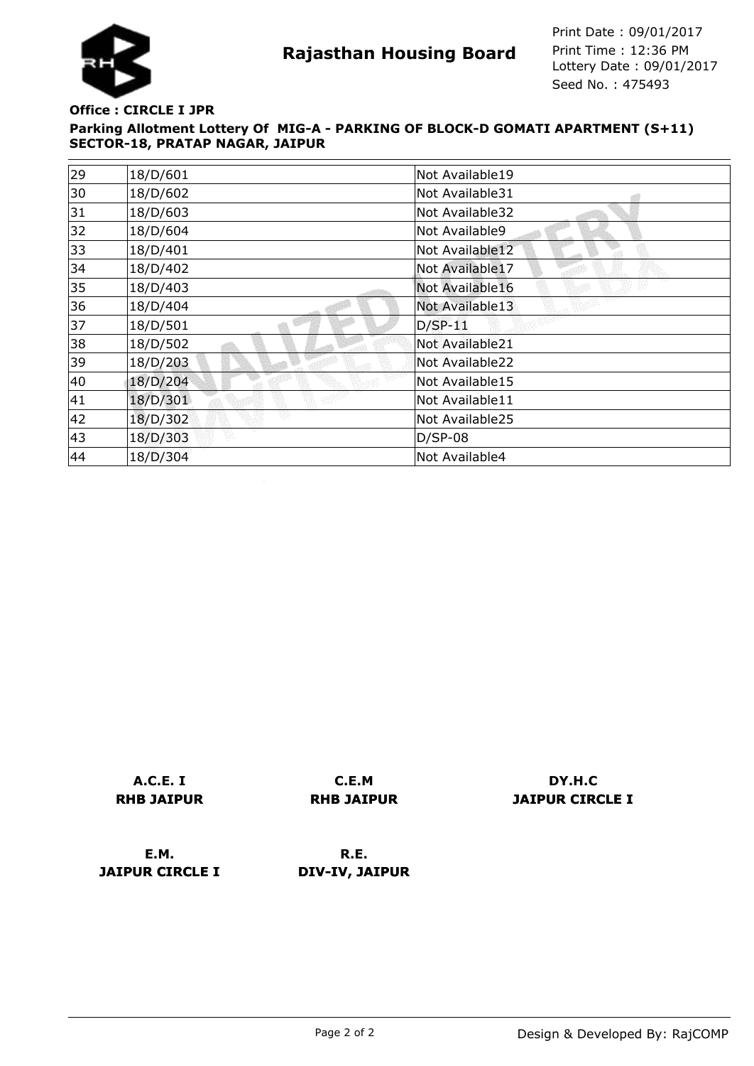Rajasthan Housing Board

Print Date : 09/01/2017
Print Time : 12:36 PM
Lottery Date : 09/01/2017
Seed No. : 475493

**Office : CIRCLE I JPR**

**Parking Allotment Lottery Of MIG-A - PARKING OF BLOCK-D GOMATI APARTMENT (S+11) SECTOR-18, PRATAP NAGAR, JAIPUR**

| | | |
|---|---|---|
| 29 | 18/D/601 | Not Available19 |
| 30 | 18/D/602 | Not Available31 |
| 31 | 18/D/603 | Not Available32 |
| 32 | 18/D/604 | Not Available9 |
| 33 | 18/D/401 | Not Available12 |
| 34 | 18/D/402 | Not Available17 |
| 35 | 18/D/403 | Not Available16 |
| 36 | 18/D/404 | Not Available13 |
| 37 | 18/D/501 | D/SP-11 |
| 38 | 18/D/502 | Not Available21 |
| 39 | 18/D/203 | Not Available22 |
| 40 | 18/D/204 | Not Available15 |
| 41 | 18/D/301 | Not Available11 |
| 42 | 18/D/302 | Not Available25 |
| 43 | 18/D/303 | D/SP-08 |
| 44 | 18/D/304 | Not Available4 |

**A.C.E. I**
**RHB JAIPUR**

**C.E.M**
**RHB JAIPUR**

**DY.H.C**
**JAIPUR CIRCLE I**

**E.M.**
**JAIPUR CIRCLE I**

**R.E.**
**DIV-IV, JAIPUR**

Design & Developed By: RajCOMP